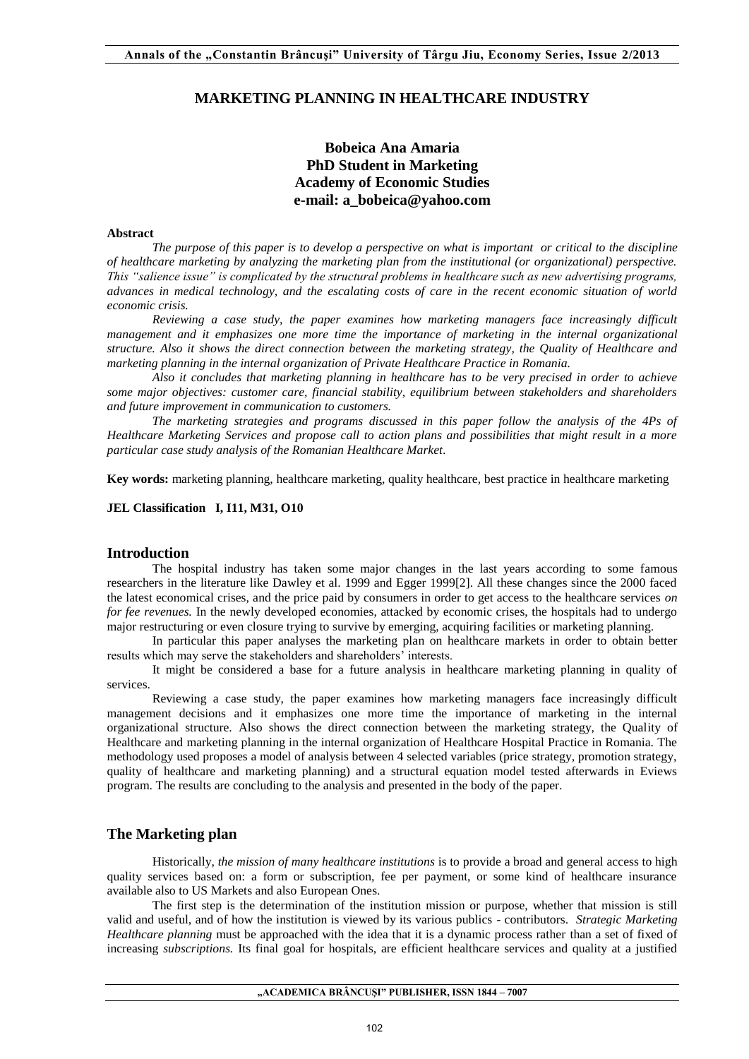# MARKETING PLANNING IN HEALTHCARE INDUSTRY

**Bobeica Ana Amaria**
**PhD Student in Marketing**
**Academy of Economic Studies**
**e-mail: a_bobeica@yahoo.com**

**Abstract**

*The purpose of this paper is to develop a perspective on what is important or critical to the discipline of healthcare marketing by analyzing the marketing plan from the institutional (or organizational) perspective. This "salience issue" is complicated by the structural problems in healthcare such as new advertising programs, advances in medical technology, and the escalating costs of care in the recent economic situation of world economic crisis.*

*Reviewing a case study, the paper examines how marketing managers face increasingly difficult management and it emphasizes one more time the importance of marketing in the internal organizational structure. Also it shows the direct connection between the marketing strategy, the Quality of Healthcare and marketing planning in the internal organization of Private Healthcare Practice in Romania.*

*Also it concludes that marketing planning in healthcare has to be very precised in order to achieve some major objectives: customer care, financial stability, equilibrium between stakeholders and shareholders and future improvement in communication to customers.*

*The marketing strategies and programs discussed in this paper follow the analysis of the 4Ps of Healthcare Marketing Services and propose call to action plans and possibilities that might result in a more particular case study analysis of the Romanian Healthcare Market.*

**Key words:** marketing planning, healthcare marketing, quality healthcare, best practice in healthcare marketing

**JEL Classification I, I11, M31, O10**

## Introduction

The hospital industry has taken some major changes in the last years according to some famous researchers in the literature like Dawley et al. 1999 and Egger 1999[2]. All these changes since the 2000 faced the latest economical crises, and the price paid by consumers in order to get access to the healthcare services *on for fee revenues.* In the newly developed economies, attacked by economic crises, the hospitals had to undergo major restructuring or even closure trying to survive by emerging, acquiring facilities or marketing planning.

In particular this paper analyses the marketing plan on healthcare markets in order to obtain better results which may serve the stakeholders and shareholders' interests.

It might be considered a base for a future analysis in healthcare marketing planning in quality of services.

Reviewing a case study, the paper examines how marketing managers face increasingly difficult management decisions and it emphasizes one more time the importance of marketing in the internal organizational structure. Also shows the direct connection between the marketing strategy, the Quality of Healthcare and marketing planning in the internal organization of Healthcare Hospital Practice in Romania. The methodology used proposes a model of analysis between 4 selected variables (price strategy, promotion strategy, quality of healthcare and marketing planning) and a structural equation model tested afterwards in Eviews program. The results are concluding to the analysis and presented in the body of the paper.

## The Marketing plan

Historically, *the mission of many healthcare institutions* is to provide a broad and general access to high quality services based on: a form or subscription, fee per payment, or some kind of healthcare insurance available also to US Markets and also European Ones.

The first step is the determination of the institution mission or purpose, whether that mission is still valid and useful, and of how the institution is viewed by its various publics - contributors. *Strategic Marketing Healthcare planning* must be approached with the idea that it is a dynamic process rather than a set of fixed of increasing *subscriptions.* Its final goal for hospitals, are efficient healthcare services and quality at a justified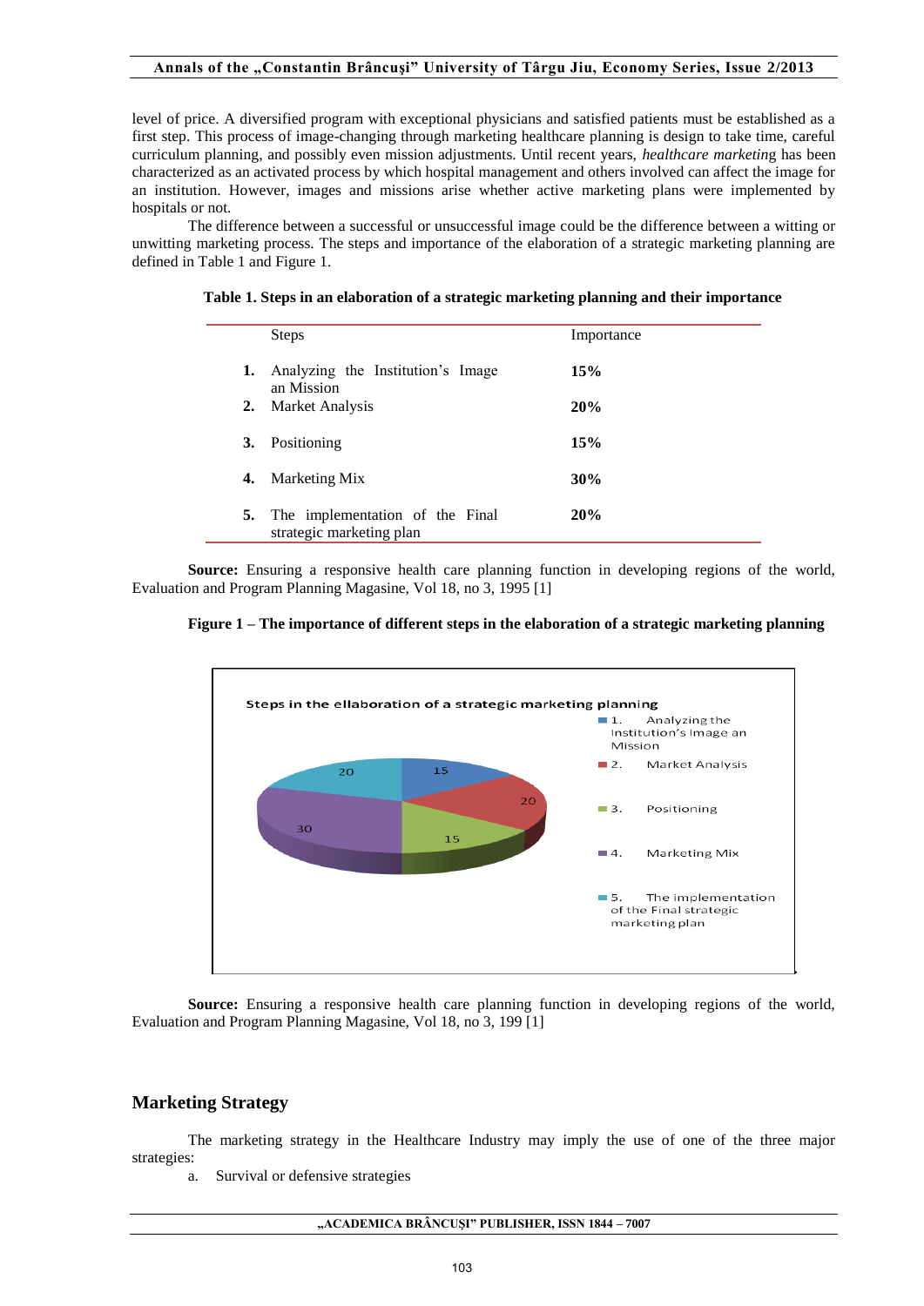level of price. A diversified program with exceptional physicians and satisfied patients must be established as a first step. This process of image-changing through marketing healthcare planning is design to take time, careful curriculum planning, and possibly even mission adjustments. Until recent years, *healthcare marketing* has been characterized as an activated process by which hospital management and others involved can affect the image for an institution. However, images and missions arise whether active marketing plans were implemented by hospitals or not.

The difference between a successful or unsuccessful image could be the difference between a witting or unwitting marketing process. The steps and importance of the elaboration of a strategic marketing planning are defined in Table 1 and Figure 1.

**Table 1. Steps in an elaboration of a strategic marketing planning and their importance**

| | Steps | Importance |
|---|---|---|
| **1.** | Analyzing the Institution's Image an Mission | **15%** |
| **2.** | Market Analysis | **20%** |
| **3.** | Positioning | **15%** |
| **4.** | Marketing Mix | **30%** |
| **5.** | The implementation of the Final strategic marketing plan | **20%** |

**Source:** Ensuring a responsive health care planning function in developing regions of the world, Evaluation and Program Planning Magasine, Vol 18, no 3, 1995 [1]

**Figure 1 – The importance of different steps in the elaboration of a strategic marketing planning**

Steps in the ellaboration of a strategic marketing planning

| Step | Value |
|---|---|
| 1. Analyzing the Institution's Image an Mission | 15 |
| 2. Market Analysis | 20 |
| 3. Positioning | 15 |
| 4. Marketing Mix | 30 |
| 5. The implementation of the Final strategic marketing plan | 20 |

**Source:** Ensuring a responsive health care planning function in developing regions of the world, Evaluation and Program Planning Magasine, Vol 18, no 3, 199 [1]

## Marketing Strategy

The marketing strategy in the Healthcare Industry may imply the use of one of the three major strategies:

a. Survival or defensive strategies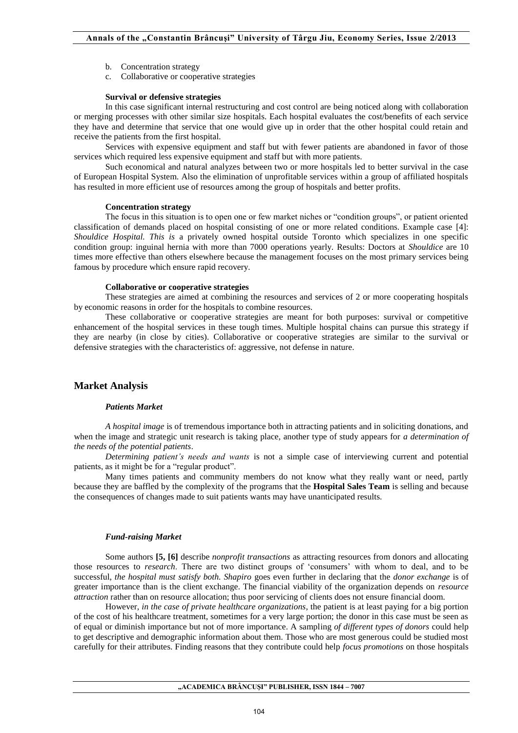b. Concentration strategy
c. Collaborative or cooperative strategies

**Survival or defensive strategies**

In this case significant internal restructuring and cost control are being noticed along with collaboration or merging processes with other similar size hospitals. Each hospital evaluates the cost/benefits of each service they have and determine that service that one would give up in order that the other hospital could retain and receive the patients from the first hospital.

Services with expensive equipment and staff but with fewer patients are abandoned in favor of those services which required less expensive equipment and staff but with more patients.

Such economical and natural analyzes between two or more hospitals led to better survival in the case of European Hospital System. Also the elimination of unprofitable services within a group of affiliated hospitals has resulted in more efficient use of resources among the group of hospitals and better profits.

**Concentration strategy**

The focus in this situation is to open one or few market niches or "condition groups", or patient oriented classification of demands placed on hospital consisting of one or more related conditions. Example case [4]: *Shouldice Hospital. This is* a privately owned hospital outside Toronto which specializes in one specific condition group: inguinal hernia with more than 7000 operations yearly. Results: Doctors at *Shouldice* are 10 times more effective than others elsewhere because the management focuses on the most primary services being famous by procedure which ensure rapid recovery.

**Collaborative or cooperative strategies**

These strategies are aimed at combining the resources and services of 2 or more cooperating hospitals by economic reasons in order for the hospitals to combine resources.

These collaborative or cooperative strategies are meant for both purposes: survival or competitive enhancement of the hospital services in these tough times. Multiple hospital chains can pursue this strategy if they are nearby (in close by cities). Collaborative or cooperative strategies are similar to the survival or defensive strategies with the characteristics of: aggressive, not defense in nature.

## Market Analysis

***Patients Market***

*A hospital image* is of tremendous importance both in attracting patients and in soliciting donations, and when the image and strategic unit research is taking place, another type of study appears for *a determination of the needs of the potential patients*.

*Determining patient's needs and wants* is not a simple case of interviewing current and potential patients, as it might be for a "regular product".

Many times patients and community members do not know what they really want or need, partly because they are baffled by the complexity of the programs that the **Hospital Sales Team** is selling and because the consequences of changes made to suit patients wants may have unanticipated results.

***Fund-raising Market***

Some authors **[5, [6]** describe *nonprofit transactions* as attracting resources from donors and allocating those resources to *research*. There are two distinct groups of 'consumers' with whom to deal, and to be successful, *the hospital must satisfy both. Shapiro* goes even further in declaring that the *donor exchange* is of greater importance than is the client exchange. The financial viability of the organization depends on *resource attraction* rather than on resource allocation; thus poor servicing of clients does not ensure financial doom.

However, *in the case of private healthcare organizations*, the patient is at least paying for a big portion of the cost of his healthcare treatment, sometimes for a very large portion; the donor in this case must be seen as of equal or diminish importance but not of more importance. A sampling *of different types of donors* could help to get descriptive and demographic information about them. Those who are most generous could be studied most carefully for their attributes. Finding reasons that they contribute could help *focus promotions* on those hospitals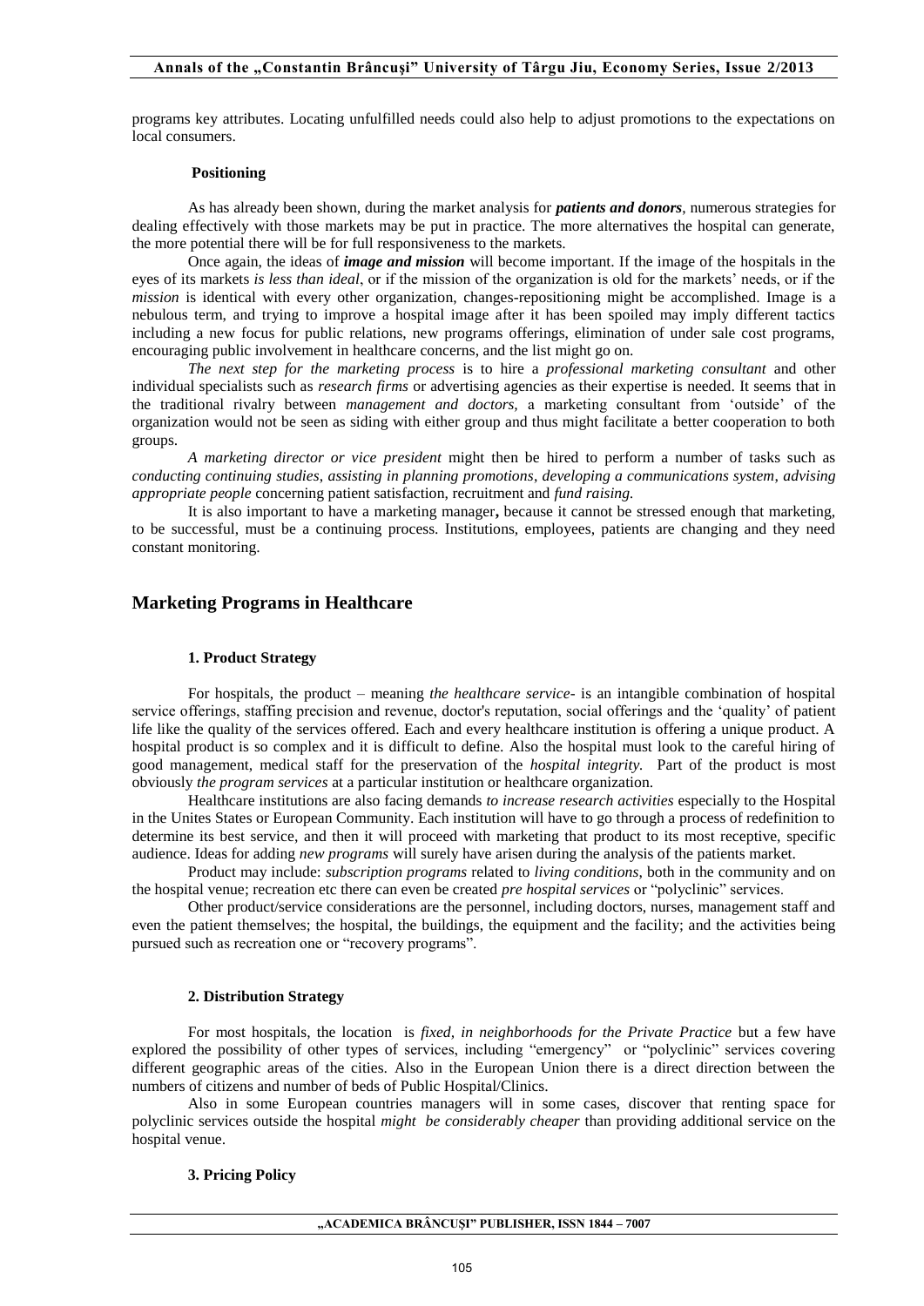programs key attributes. Locating unfulfilled needs could also help to adjust promotions to the expectations on local consumers.

**Positioning**

As has already been shown, during the market analysis for ***patients and donors***, numerous strategies for dealing effectively with those markets may be put in practice. The more alternatives the hospital can generate, the more potential there will be for full responsiveness to the markets.

Once again, the ideas of ***image and mission*** will become important. If the image of the hospitals in the eyes of its markets *is less than ideal*, or if the mission of the organization is old for the markets' needs, or if the *mission* is identical with every other organization, changes-repositioning might be accomplished. Image is a nebulous term, and trying to improve a hospital image after it has been spoiled may imply different tactics including a new focus for public relations, new programs offerings, elimination of under sale cost programs, encouraging public involvement in healthcare concerns, and the list might go on.

*The next step for the marketing process* is to hire a *professional marketing consultant* and other individual specialists such as *research firms* or advertising agencies as their expertise is needed. It seems that in the traditional rivalry between *management and doctors,* a marketing consultant from 'outside' of the organization would not be seen as siding with either group and thus might facilitate a better cooperation to both groups.

*A marketing director or vice president* might then be hired to perform a number of tasks such as *conducting continuing studies, assisting in planning promotions, developing a communications system, advising appropriate people* concerning patient satisfaction, recruitment and *fund raising.*

It is also important to have a marketing manager**,** because it cannot be stressed enough that marketing, to be successful, must be a continuing process. Institutions, employees, patients are changing and they need constant monitoring.

## Marketing Programs in Healthcare

### 1. Product Strategy

For hospitals, the product – meaning *the healthcare service-* is an intangible combination of hospital service offerings, staffing precision and revenue, doctor's reputation, social offerings and the 'quality' of patient life like the quality of the services offered. Each and every healthcare institution is offering a unique product. A hospital product is so complex and it is difficult to define. Also the hospital must look to the careful hiring of good management, medical staff for the preservation of the *hospital integrity.* Part of the product is most obviously *the program services* at a particular institution or healthcare organization.

Healthcare institutions are also facing demands *to increase research activities* especially to the Hospital in the Unites States or European Community. Each institution will have to go through a process of redefinition to determine its best service, and then it will proceed with marketing that product to its most receptive, specific audience. Ideas for adding *new programs* will surely have arisen during the analysis of the patients market.

Product may include: *subscription programs* related to *living conditions*, both in the community and on the hospital venue; recreation etc there can even be created *pre hospital services* or "polyclinic" services.

Other product/service considerations are the personnel, including doctors, nurses, management staff and even the patient themselves; the hospital, the buildings, the equipment and the facility; and the activities being pursued such as recreation one or "recovery programs".

### 2. Distribution Strategy

For most hospitals, the location is *fixed, in neighborhoods for the Private Practice* but a few have explored the possibility of other types of services, including "emergency" or "polyclinic" services covering different geographic areas of the cities. Also in the European Union there is a direct direction between the numbers of citizens and number of beds of Public Hospital/Clinics.

Also in some European countries managers will in some cases, discover that renting space for polyclinic services outside the hospital *might be considerably cheaper* than providing additional service on the hospital venue.

### 3. Pricing Policy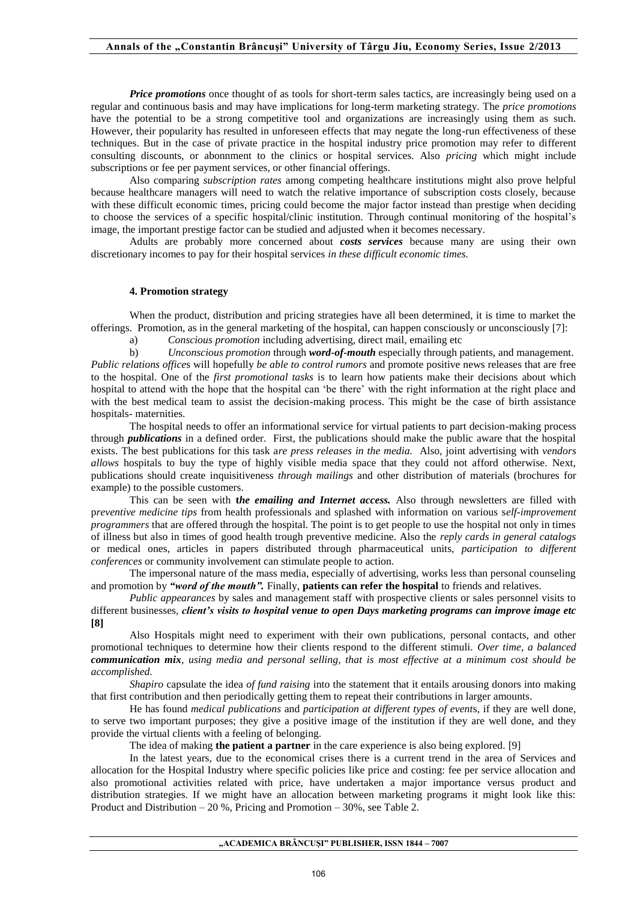***Price promotions*** once thought of as tools for short-term sales tactics, are increasingly being used on a regular and continuous basis and may have implications for long-term marketing strategy. The *price promotions* have the potential to be a strong competitive tool and organizations are increasingly using them as such. However, their popularity has resulted in unforeseen effects that may negate the long-run effectiveness of these techniques. But in the case of private practice in the hospital industry price promotion may refer to different consulting discounts, or abonnment to the clinics or hospital services. Also *pricing* which might include subscriptions or fee per payment services, or other financial offerings.

Also comparing *subscription rates* among competing healthcare institutions might also prove helpful because healthcare managers will need to watch the relative importance of subscription costs closely, because with these difficult economic times, pricing could become the major factor instead than prestige when deciding to choose the services of a specific hospital/clinic institution. Through continual monitoring of the hospital's image, the important prestige factor can be studied and adjusted when it becomes necessary.

Adults are probably more concerned about ***costs services*** because many are using their own discretionary incomes to pay for their hospital services *in these difficult economic times.*

#### 4. Promotion strategy

When the product, distribution and pricing strategies have all been determined, it is time to market the offerings. Promotion, as in the general marketing of the hospital, can happen consciously or unconsciously [7]:

a) *Conscious promotion* including advertising, direct mail, emailing etc

b) *Unconscious promotion* through ***word-of-mouth*** especially through patients, and management.

*Public relations office*s will hopefully *be able to control rumors* and promote positive news releases that are free to the hospital. One of the *first promotional tasks* is to learn how patients make their decisions about which hospital to attend with the hope that the hospital can 'be there' with the right information at the right place and with the best medical team to assist the decision-making process. This might be the case of birth assistance hospitals- maternities.

The hospital needs to offer an informational service for virtual patients to part decision-making process through ***publications*** in a defined order. First, the publications should make the public aware that the hospital exists. The best publications for this task a*re press releases in the media.* Also, joint advertising with *vendors allows* hospitals to buy the type of highly visible media space that they could not afford otherwise. Next, publications should create inquisitiveness *through mailings* and other distribution of materials (brochures for example) to the possible customers.

This can be seen with **t*he emailing and Internet access.*** Also through newsletters are filled with p*reventive medicine tips* from health professionals and splashed with information on various s*elf-improvement programmers* that are offered through the hospital. The point is to get people to use the hospital not only in times of illness but also in times of good health trough preventive medicine. Also the *reply cards in general catalogs* or medical ones, articles in papers distributed through pharmaceutical units, *participation to different conferences* or community involvement can stimulate people to action.

The impersonal nature of the mass media, especially of advertising, works less than personal counseling and promotion by ***"word of the mouth".*** Finally, **patients can refer the hospital** to friends and relatives.

*Public appearances* by sales and management staff with prospective clients or sales personnel visits to different businesses, ***client's visits to hospital venue to open Days marketing programs can improve image etc* [8]**

Also Hospitals might need to experiment with their own publications, personal contacts, and other promotional techniques to determine how their clients respond to the different stimuli. *Over time, a balanced **communication mix**, using media and personal selling, that is most effective at a minimum cost should be accomplished.*

*Shapiro* capsulate the idea *of fund raising* into the statement that it entails arousing donors into making that first contribution and then periodically getting them to repeat their contributions in larger amounts.

He has found *medical publications* and *participation at different types of event*s, if they are well done, to serve two important purposes; they give a positive image of the institution if they are well done, and they provide the virtual clients with a feeling of belonging.

The idea of making **the patient a partner** in the care experience is also being explored. [9]

In the latest years, due to the economical crises there is a current trend in the area of Services and allocation for the Hospital Industry where specific policies like price and costing: fee per service allocation and also promotional activities related with price, have undertaken a major importance versus product and distribution strategies. If we might have an allocation between marketing programs it might look like this: Product and Distribution – 20 %, Pricing and Promotion – 30%, see Table 2.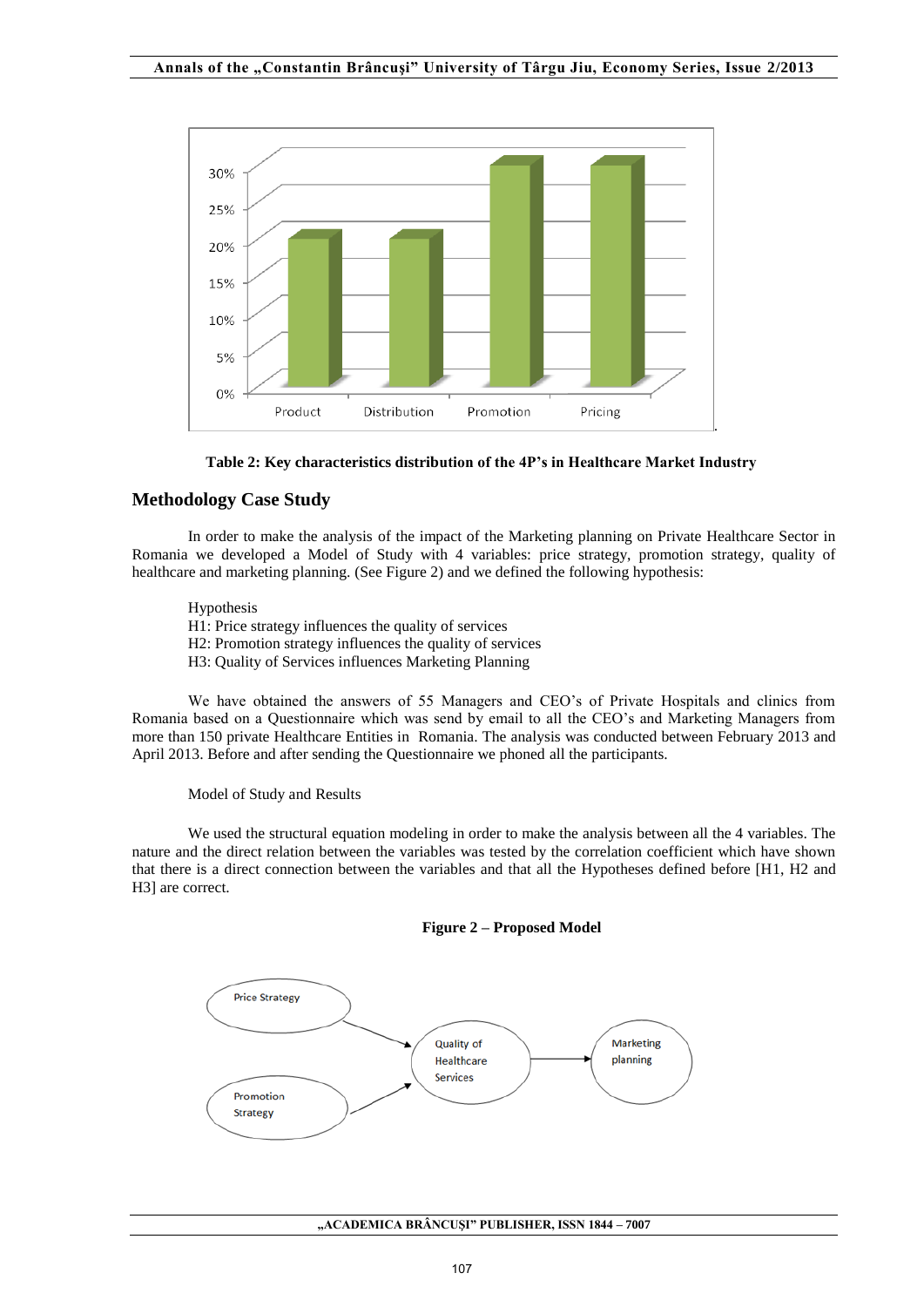Table 2: **Key characteristics distribution of the 4P's in Healthcare Market Industry**

## Methodology Case Study

In order to make the analysis of the impact of the Marketing planning on Private Healthcare Sector in Romania we developed a Model of Study with 4 variables: price strategy, promotion strategy, quality of healthcare and marketing planning. (See Figure 2) and we defined the following hypothesis:

Hypothesis
H1: Price strategy influences the quality of services
H2: Promotion strategy influences the quality of services
H3: Quality of Services influences Marketing Planning

We have obtained the answers of 55 Managers and CEO's of Private Hospitals and clinics from Romania based on a Questionnaire which was send by email to all the CEO's and Marketing Managers from more than 150 private Healthcare Entities in Romania. The analysis was conducted between February 2013 and April 2013. Before and after sending the Questionnaire we phoned all the participants.

Model of Study and Results

We used the structural equation modeling in order to make the analysis between all the 4 variables. The nature and the direct relation between the variables was tested by the correlation coefficient which have shown that there is a direct connection between the variables and that all the Hypotheses defined before [H1, H2 and H3] are correct.

**Figure 2 – Proposed Model**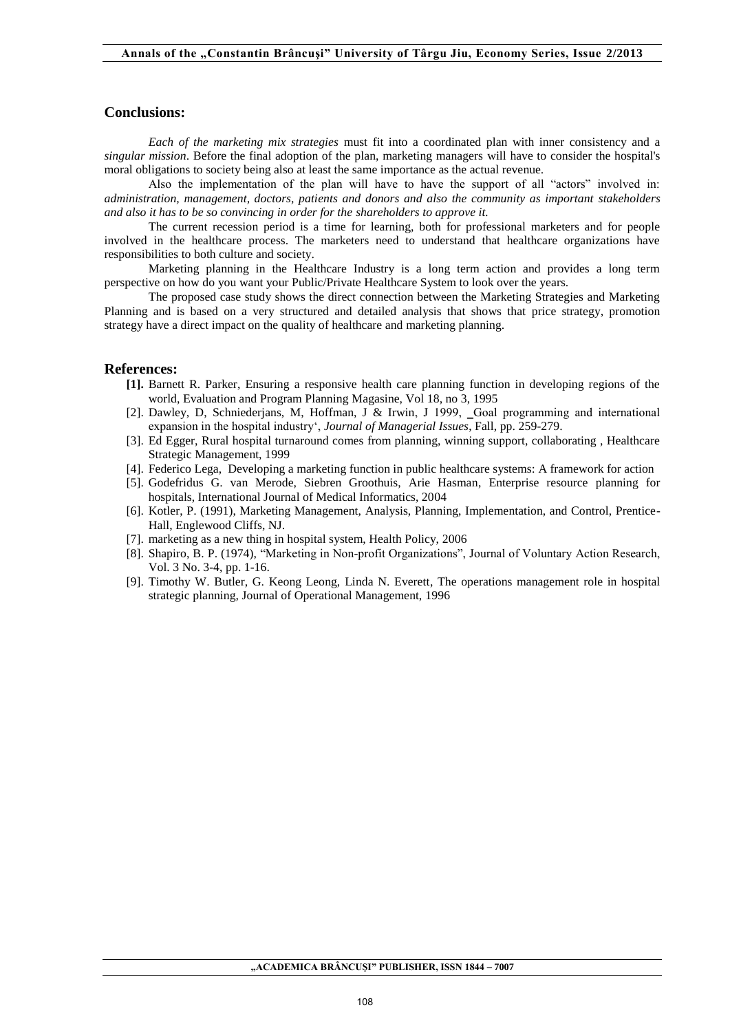## Conclusions:

*Each of the marketing mix strategies* must fit into a coordinated plan with inner consistency and a *singular mission*. Before the final adoption of the plan, marketing managers will have to consider the hospital's moral obligations to society being also at least the same importance as the actual revenue.

Also the implementation of the plan will have to have the support of all "actors" involved in: *administration, management, doctors, patients and donors and also the community as important stakeholders and also it has to be so convincing in order for the shareholders to approve it.*

The current recession period is a time for learning, both for professional marketers and for people involved in the healthcare process. The marketers need to understand that healthcare organizations have responsibilities to both culture and society.

Marketing planning in the Healthcare Industry is a long term action and provides a long term perspective on how do you want your Public/Private Healthcare System to look over the years.

The proposed case study shows the direct connection between the Marketing Strategies and Marketing Planning and is based on a very structured and detailed analysis that shows that price strategy, promotion strategy have a direct impact on the quality of healthcare and marketing planning.

## References:

**[1].** Barnett R. Parker, Ensuring a responsive health care planning function in developing regions of the world, Evaluation and Program Planning Magasine, Vol 18, no 3, 1995

[2]. Dawley, D, Schniederjans, M, Hoffman, J & Irwin, J 1999, ‗Goal programming and international expansion in the hospital industry', *Journal of Managerial Issues*, Fall, pp. 259-279.

[3]. Ed Egger, Rural hospital turnaround comes from planning, winning support, collaborating , Healthcare Strategic Management, 1999

[4]. Federico Lega, Developing a marketing function in public healthcare systems: A framework for action

[5]. Godefridus G. van Merode, Siebren Groothuis, Arie Hasman, Enterprise resource planning for hospitals, International Journal of Medical Informatics, 2004

[6]. Kotler, P. (1991), Marketing Management, Analysis, Planning, Implementation, and Control, Prentice-Hall, Englewood Cliffs, NJ.

[7]. marketing as a new thing in hospital system, Health Policy, 2006

[8]. Shapiro, B. P. (1974), "Marketing in Non-profit Organizations", Journal of Voluntary Action Research, Vol. 3 No. 3-4, pp. 1-16.

[9]. Timothy W. Butler, G. Keong Leong, Linda N. Everett, The operations management role in hospital strategic planning, Journal of Operational Management, 1996